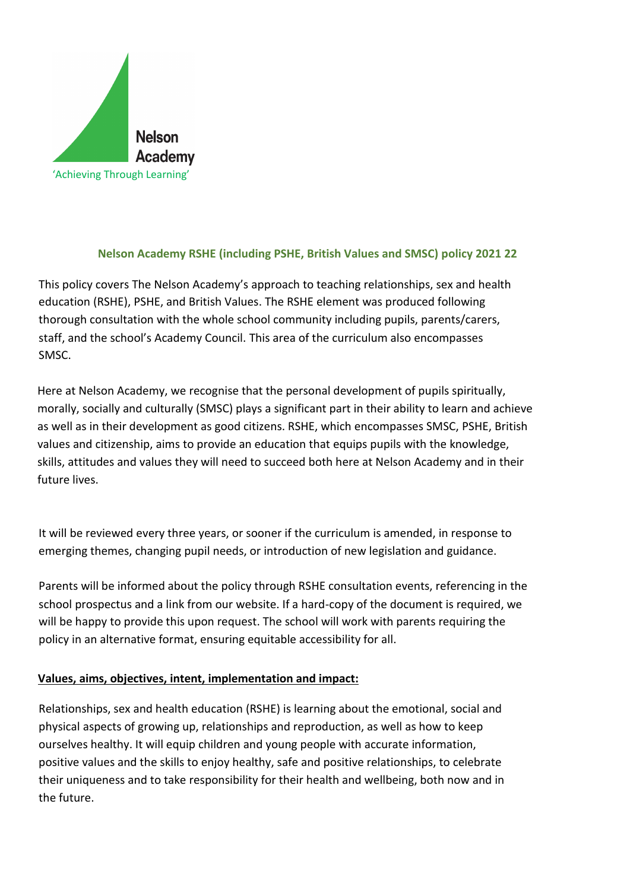Nelson Academy

'Achieving Through Learning'

# Nelson Academy RSHE (including PSHE, British Values and SMSC) policy 2021 22

This policy covers The Nelson Academy's approach to teaching relationships, sex and health education (RSHE), PSHE, and British Values. The RSHE element was produced following thorough consultation with the whole school community including pupils, parents/carers, staff, and the school's Academy Council. This area of the curriculum also encompasses SMSC.

Here at Nelson Academy, we recognise that the personal development of pupils spiritually, morally, socially and culturally (SMSC) plays a significant part in their ability to learn and achieve as well as in their development as good citizens. RSHE, which encompasses SMSC, PSHE, British values and citizenship, aims to provide an education that equips pupils with the knowledge, skills, attitudes and values they will need to succeed both here at Nelson Academy and in their future lives.

It will be reviewed every three years, or sooner if the curriculum is amended, in response to emerging themes, changing pupil needs, or introduction of new legislation and guidance.

Parents will be informed about the policy through RSHE consultation events, referencing in the school prospectus and a link from our website. If a hard-copy of the document is required, we will be happy to provide this upon request. The school will work with parents requiring the policy in an alternative format, ensuring equitable accessibility for all.

## Values, aims, objectives, intent, implementation and impact:

Relationships, sex and health education (RSHE) is learning about the emotional, social and physical aspects of growing up, relationships and reproduction, as well as how to keep ourselves healthy. It will equip children and young people with accurate information, positive values and the skills to enjoy healthy, safe and positive relationships, to celebrate their uniqueness and to take responsibility for their health and wellbeing, both now and in the future.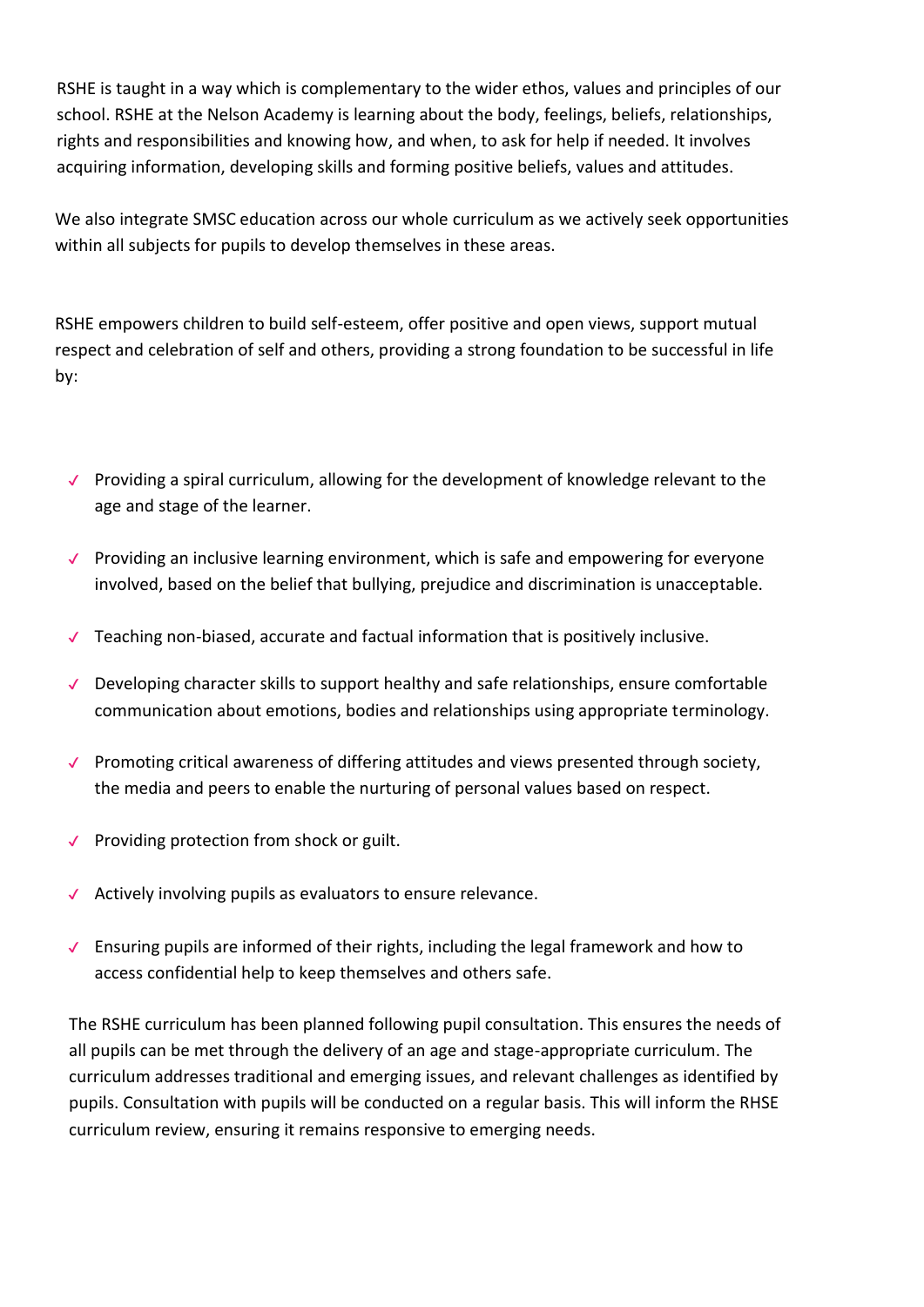RSHE is taught in a way which is complementary to the wider ethos, values and principles of our school. RSHE at the Nelson Academy is learning about the body, feelings, beliefs, relationships, rights and responsibilities and knowing how, and when, to ask for help if needed. It involves acquiring information, developing skills and forming positive beliefs, values and attitudes.

We also integrate SMSC education across our whole curriculum as we actively seek opportunities within all subjects for pupils to develop themselves in these areas.

RSHE empowers children to build self-esteem, offer positive and open views, support mutual respect and celebration of self and others, providing a strong foundation to be successful in life by:

- ✓ Providing a spiral curriculum, allowing for the development of knowledge relevant to the age and stage of the learner.
- ✓ Providing an inclusive learning environment, which is safe and empowering for everyone involved, based on the belief that bullying, prejudice and discrimination is unacceptable.
- ✓ Teaching non-biased, accurate and factual information that is positively inclusive.
- ✓ Developing character skills to support healthy and safe relationships, ensure comfortable communication about emotions, bodies and relationships using appropriate terminology.
- ✓ Promoting critical awareness of differing attitudes and views presented through society, the media and peers to enable the nurturing of personal values based on respect.
- ✓ Providing protection from shock or guilt.
- ✓ Actively involving pupils as evaluators to ensure relevance.
- ✓ Ensuring pupils are informed of their rights, including the legal framework and how to access confidential help to keep themselves and others safe.

The RSHE curriculum has been planned following pupil consultation. This ensures the needs of all pupils can be met through the delivery of an age and stage-appropriate curriculum. The curriculum addresses traditional and emerging issues, and relevant challenges as identified by pupils. Consultation with pupils will be conducted on a regular basis. This will inform the RHSE curriculum review, ensuring it remains responsive to emerging needs.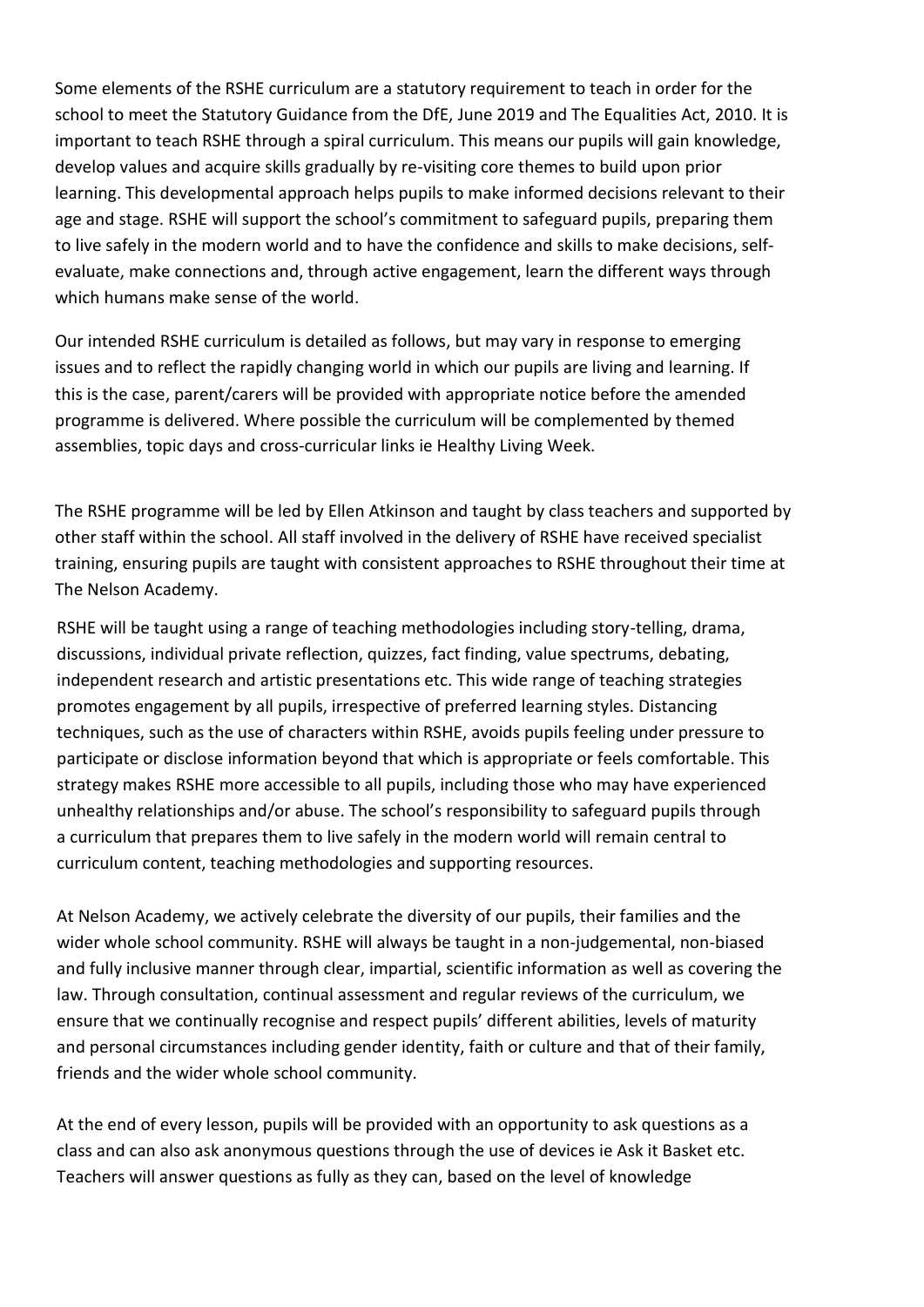Some elements of the RSHE curriculum are a statutory requirement to teach in order for the school to meet the Statutory Guidance from the DfE, June 2019 and The Equalities Act, 2010. It is important to teach RSHE through a spiral curriculum. This means our pupils will gain knowledge, develop values and acquire skills gradually by re-visiting core themes to build upon prior learning. This developmental approach helps pupils to make informed decisions relevant to their age and stage. RSHE will support the school's commitment to safeguard pupils, preparing them to live safely in the modern world and to have the confidence and skills to make decisions, self-evaluate, make connections and, through active engagement, learn the different ways through which humans make sense of the world.

Our intended RSHE curriculum is detailed as follows, but may vary in response to emerging issues and to reflect the rapidly changing world in which our pupils are living and learning. If this is the case, parent/carers will be provided with appropriate notice before the amended programme is delivered. Where possible the curriculum will be complemented by themed assemblies, topic days and cross-curricular links ie Healthy Living Week.

The RSHE programme will be led by Ellen Atkinson and taught by class teachers and supported by other staff within the school. All staff involved in the delivery of RSHE have received specialist training, ensuring pupils are taught with consistent approaches to RSHE throughout their time at The Nelson Academy.

RSHE will be taught using a range of teaching methodologies including story-telling, drama, discussions, individual private reflection, quizzes, fact finding, value spectrums, debating, independent research and artistic presentations etc. This wide range of teaching strategies promotes engagement by all pupils, irrespective of preferred learning styles. Distancing techniques, such as the use of characters within RSHE, avoids pupils feeling under pressure to participate or disclose information beyond that which is appropriate or feels comfortable. This strategy makes RSHE more accessible to all pupils, including those who may have experienced unhealthy relationships and/or abuse. The school's responsibility to safeguard pupils through a curriculum that prepares them to live safely in the modern world will remain central to curriculum content, teaching methodologies and supporting resources.

At Nelson Academy, we actively celebrate the diversity of our pupils, their families and the wider whole school community. RSHE will always be taught in a non-judgemental, non-biased and fully inclusive manner through clear, impartial, scientific information as well as covering the law. Through consultation, continual assessment and regular reviews of the curriculum, we ensure that we continually recognise and respect pupils' different abilities, levels of maturity and personal circumstances including gender identity, faith or culture and that of their family, friends and the wider whole school community.

At the end of every lesson, pupils will be provided with an opportunity to ask questions as a class and can also ask anonymous questions through the use of devices ie Ask it Basket etc. Teachers will answer questions as fully as they can, based on the level of knowledge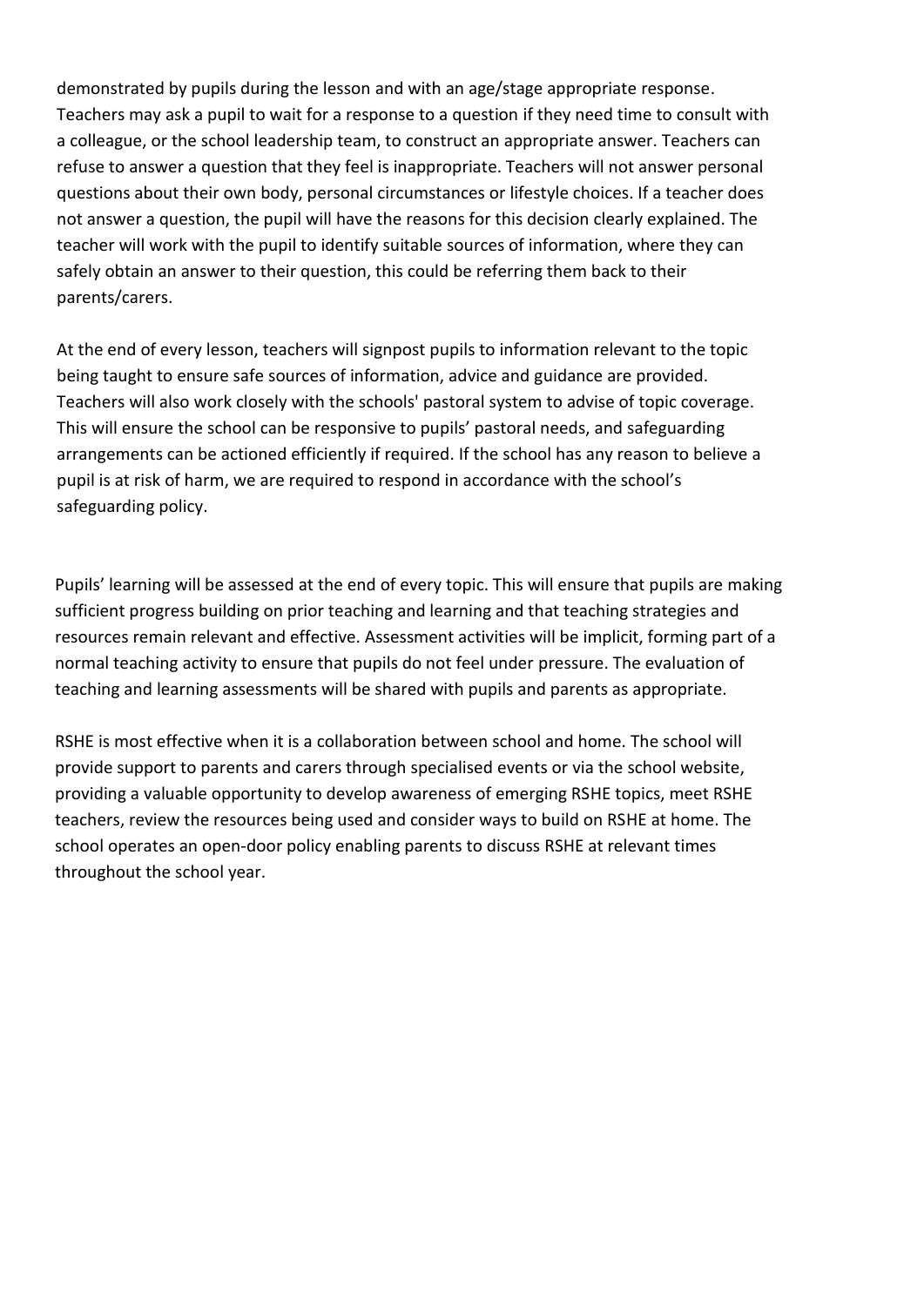demonstrated by pupils during the lesson and with an age/stage appropriate response. Teachers may ask a pupil to wait for a response to a question if they need time to consult with a colleague, or the school leadership team, to construct an appropriate answer. Teachers can refuse to answer a question that they feel is inappropriate. Teachers will not answer personal questions about their own body, personal circumstances or lifestyle choices. If a teacher does not answer a question, the pupil will have the reasons for this decision clearly explained. The teacher will work with the pupil to identify suitable sources of information, where they can safely obtain an answer to their question, this could be referring them back to their parents/carers.

At the end of every lesson, teachers will signpost pupils to information relevant to the topic being taught to ensure safe sources of information, advice and guidance are provided. Teachers will also work closely with the schools' pastoral system to advise of topic coverage. This will ensure the school can be responsive to pupils' pastoral needs, and safeguarding arrangements can be actioned efficiently if required. If the school has any reason to believe a pupil is at risk of harm, we are required to respond in accordance with the school's safeguarding policy.

Pupils' learning will be assessed at the end of every topic. This will ensure that pupils are making sufficient progress building on prior teaching and learning and that teaching strategies and resources remain relevant and effective. Assessment activities will be implicit, forming part of a normal teaching activity to ensure that pupils do not feel under pressure. The evaluation of teaching and learning assessments will be shared with pupils and parents as appropriate.

RSHE is most effective when it is a collaboration between school and home. The school will provide support to parents and carers through specialised events or via the school website, providing a valuable opportunity to develop awareness of emerging RSHE topics, meet RSHE teachers, review the resources being used and consider ways to build on RSHE at home. The school operates an open-door policy enabling parents to discuss RSHE at relevant times throughout the school year.